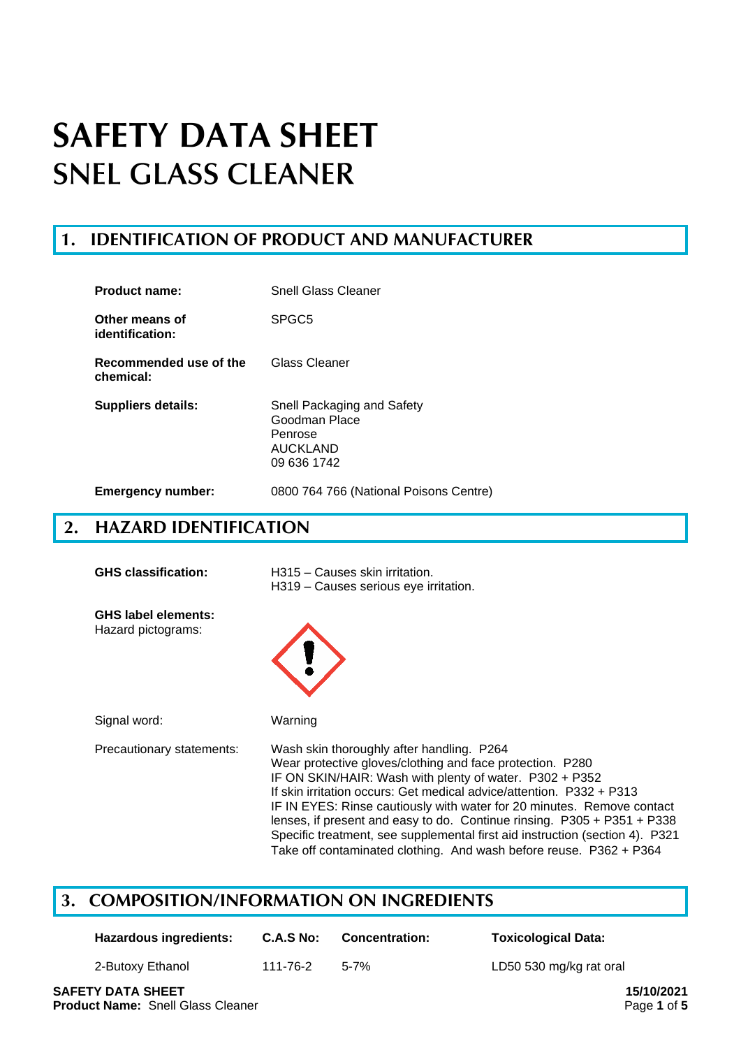# SAFETY DATA SHEET
# SNEL GLASS CLEANER

## 1. IDENTIFICATION OF PRODUCT AND MANUFACTURER

| | |
|---|---|
| **Product name:** | Snell Glass Cleaner |
| **Other means of identification:** | SPGC5 |
| **Recommended use of the chemical:** | Glass Cleaner |
| **Suppliers details:** | Snell Packaging and Safety<br>Goodman Place<br>Penrose<br>AUCKLAND<br>09 636 1742 |
| **Emergency number:** | 0800 764 766 (National Poisons Centre) |

## 2. HAZARD IDENTIFICATION

**GHS classification:**
H315 – Causes skin irritation.
H319 – Causes serious eye irritation.

**GHS label elements:**
Hazard pictograms:

Signal word: Warning

Precautionary statements:
Wash skin thoroughly after handling. P264
Wear protective gloves/clothing and face protection. P280
IF ON SKIN/HAIR: Wash with plenty of water. P302 + P352
If skin irritation occurs: Get medical advice/attention. P332 + P313
IF IN EYES: Rinse cautiously with water for 20 minutes. Remove contact lenses, if present and easy to do. Continue rinsing. P305 + P351 + P338
Specific treatment, see supplemental first aid instruction (section 4). P321
Take off contaminated clothing. And wash before reuse. P362 + P364

## 3. COMPOSITION/INFORMATION ON INGREDIENTS

| Hazardous ingredients: | C.A.S No: | Concentration: | Toxicological Data: |
|---|---|---|---|
| 2-Butoxy Ethanol | 111-76-2 | 5-7% | LD50 530 mg/kg rat oral |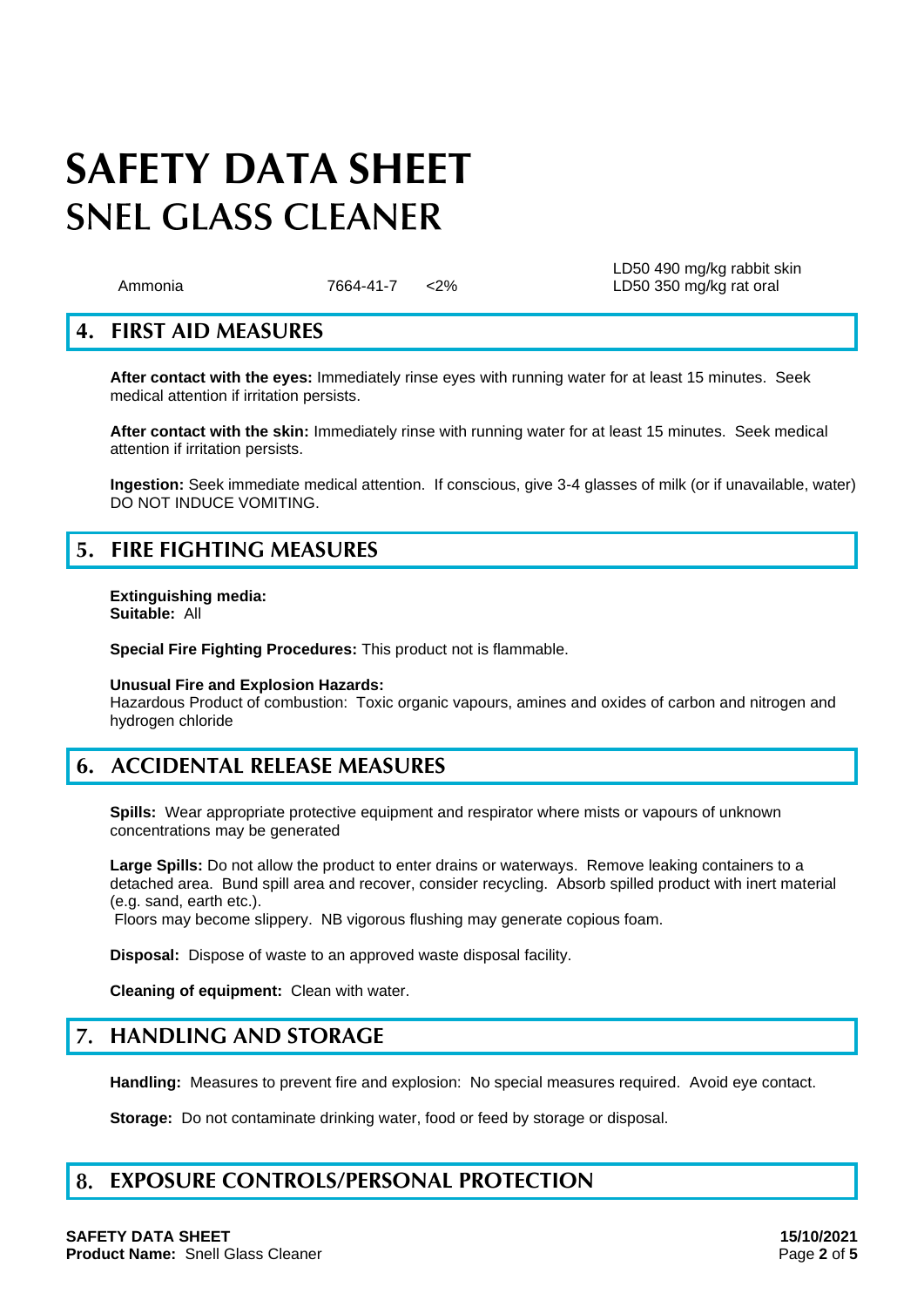# SAFETY DATA SHEET
# SNEL GLASS CLEANER

| | | | |
|---|---|---|---|
| Ammonia | 7664-41-7 | <2% | LD50 490 mg/kg rabbit skin<br>LD50 350 mg/kg rat oral |

## 4. FIRST AID MEASURES

**After contact with the eyes:** Immediately rinse eyes with running water for at least 15 minutes. Seek medical attention if irritation persists.

**After contact with the skin:** Immediately rinse with running water for at least 15 minutes. Seek medical attention if irritation persists.

**Ingestion:** Seek immediate medical attention. If conscious, give 3-4 glasses of milk (or if unavailable, water) DO NOT INDUCE VOMITING.

## 5. FIRE FIGHTING MEASURES

**Extinguishing media:**
**Suitable:** All

**Special Fire Fighting Procedures:** This product not is flammable.

**Unusual Fire and Explosion Hazards:**
Hazardous Product of combustion: Toxic organic vapours, amines and oxides of carbon and nitrogen and hydrogen chloride

## 6. ACCIDENTAL RELEASE MEASURES

**Spills:** Wear appropriate protective equipment and respirator where mists or vapours of unknown concentrations may be generated

**Large Spills:** Do not allow the product to enter drains or waterways. Remove leaking containers to a detached area. Bund spill area and recover, consider recycling. Absorb spilled product with inert material (e.g. sand, earth etc.).
Floors may become slippery. NB vigorous flushing may generate copious foam.

**Disposal:** Dispose of waste to an approved waste disposal facility.

**Cleaning of equipment:** Clean with water.

## 7. HANDLING AND STORAGE

**Handling:** Measures to prevent fire and explosion: No special measures required. Avoid eye contact.

**Storage:** Do not contaminate drinking water, food or feed by storage or disposal.

## 8. EXPOSURE CONTROLS/PERSONAL PROTECTION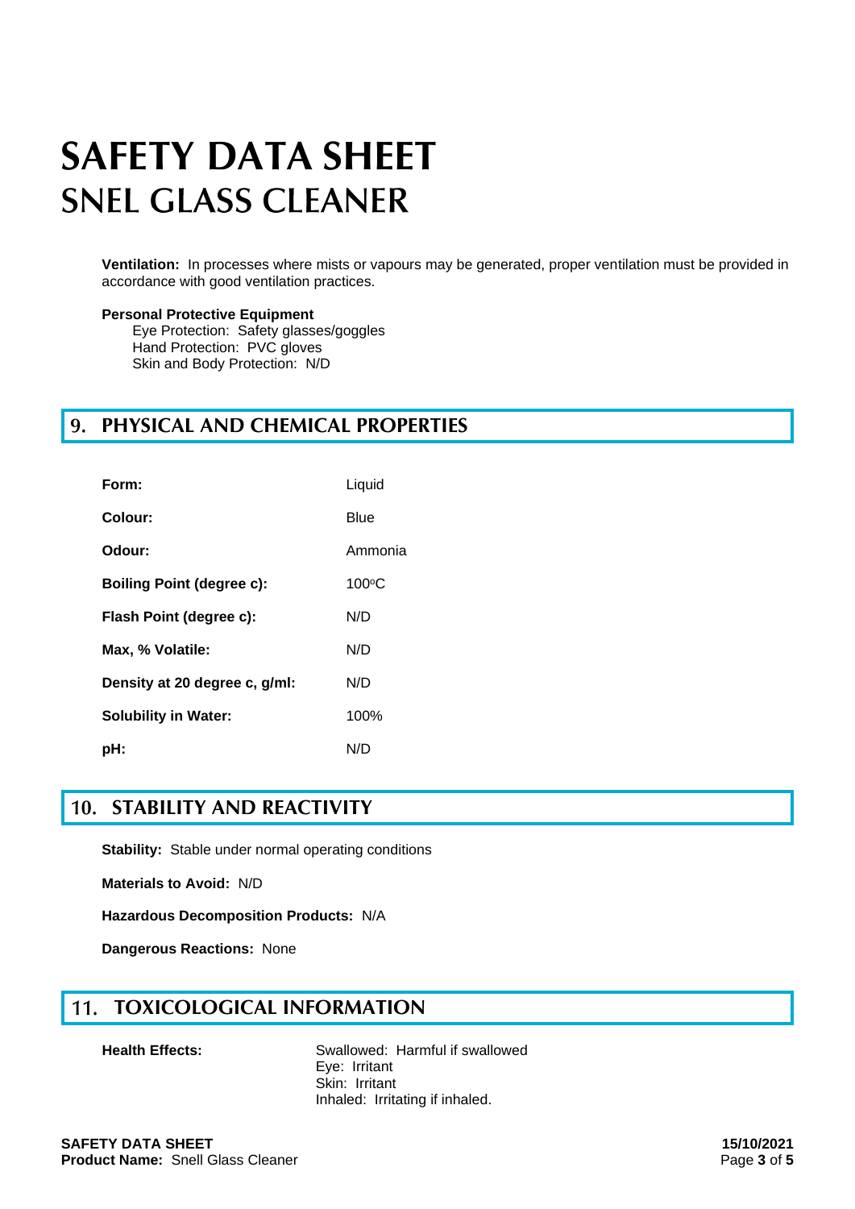# SAFETY DATA SHEET
# SNEL GLASS CLEANER

**Ventilation:** In processes where mists or vapours may be generated, proper ventilation must be provided in accordance with good ventilation practices.

**Personal Protective Equipment**

Eye Protection: Safety glasses/goggles
Hand Protection: PVC gloves
Skin and Body Protection: N/D

## 9. PHYSICAL AND CHEMICAL PROPERTIES

| | |
|---|---|
| **Form:** | Liquid |
| **Colour:** | Blue |
| **Odour:** | Ammonia |
| **Boiling Point (degree c):** | 100°C |
| **Flash Point (degree c):** | N/D |
| **Max, % Volatile:** | N/D |
| **Density at 20 degree c, g/ml:** | N/D |
| **Solubility in Water:** | 100% |
| **pH:** | N/D |

## 10. STABILITY AND REACTIVITY

**Stability:** Stable under normal operating conditions

**Materials to Avoid:** N/D

**Hazardous Decomposition Products:** N/A

**Dangerous Reactions:** None

## 11. TOXICOLOGICAL INFORMATION

**Health Effects:**
Swallowed: Harmful if swallowed
Eye: Irritant
Skin: Irritant
Inhaled: Irritating if inhaled.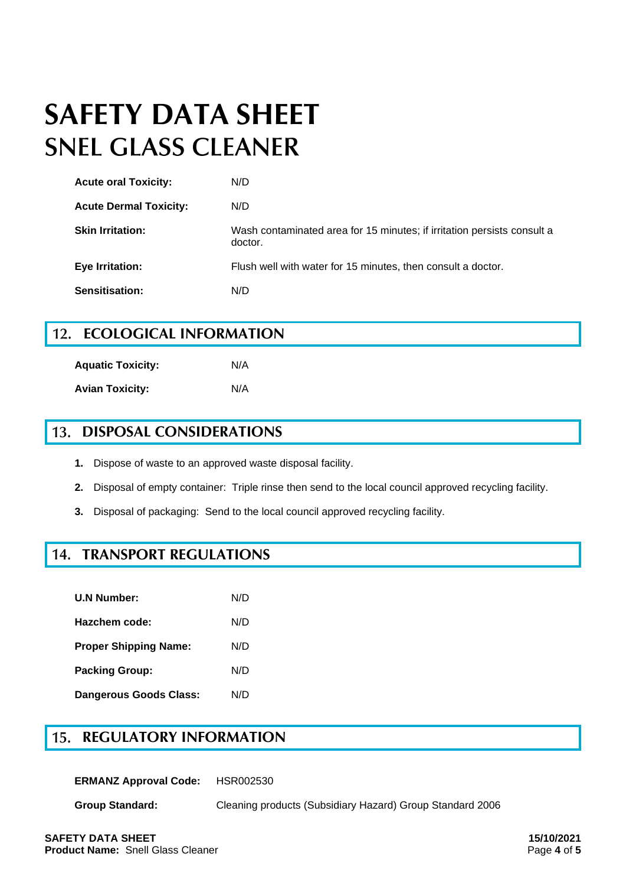# SAFETY DATA SHEET
# SNEL GLASS CLEANER

| | |
|---|---|
| **Acute oral Toxicity:** | N/D |
| **Acute Dermal Toxicity:** | N/D |
| **Skin Irritation:** | Wash contaminated area for 15 minutes; if irritation persists consult a doctor. |
| **Eye Irritation:** | Flush well with water for 15 minutes, then consult a doctor. |
| **Sensitisation:** | N/D |

## 12. ECOLOGICAL INFORMATION

| | |
|---|---|
| **Aquatic Toxicity:** | N/A |
| **Avian Toxicity:** | N/A |

## 13. DISPOSAL CONSIDERATIONS

1. Dispose of waste to an approved waste disposal facility.
2. Disposal of empty container: Triple rinse then send to the local council approved recycling facility.
3. Disposal of packaging: Send to the local council approved recycling facility.

## 14. TRANSPORT REGULATIONS

| | |
|---|---|
| **U.N Number:** | N/D |
| **Hazchem code:** | N/D |
| **Proper Shipping Name:** | N/D |
| **Packing Group:** | N/D |
| **Dangerous Goods Class:** | N/D |

## 15. REGULATORY INFORMATION

| | |
|---|---|
| **ERMANZ Approval Code:** | HSR002530 |
| **Group Standard:** | Cleaning products (Subsidiary Hazard) Group Standard 2006 |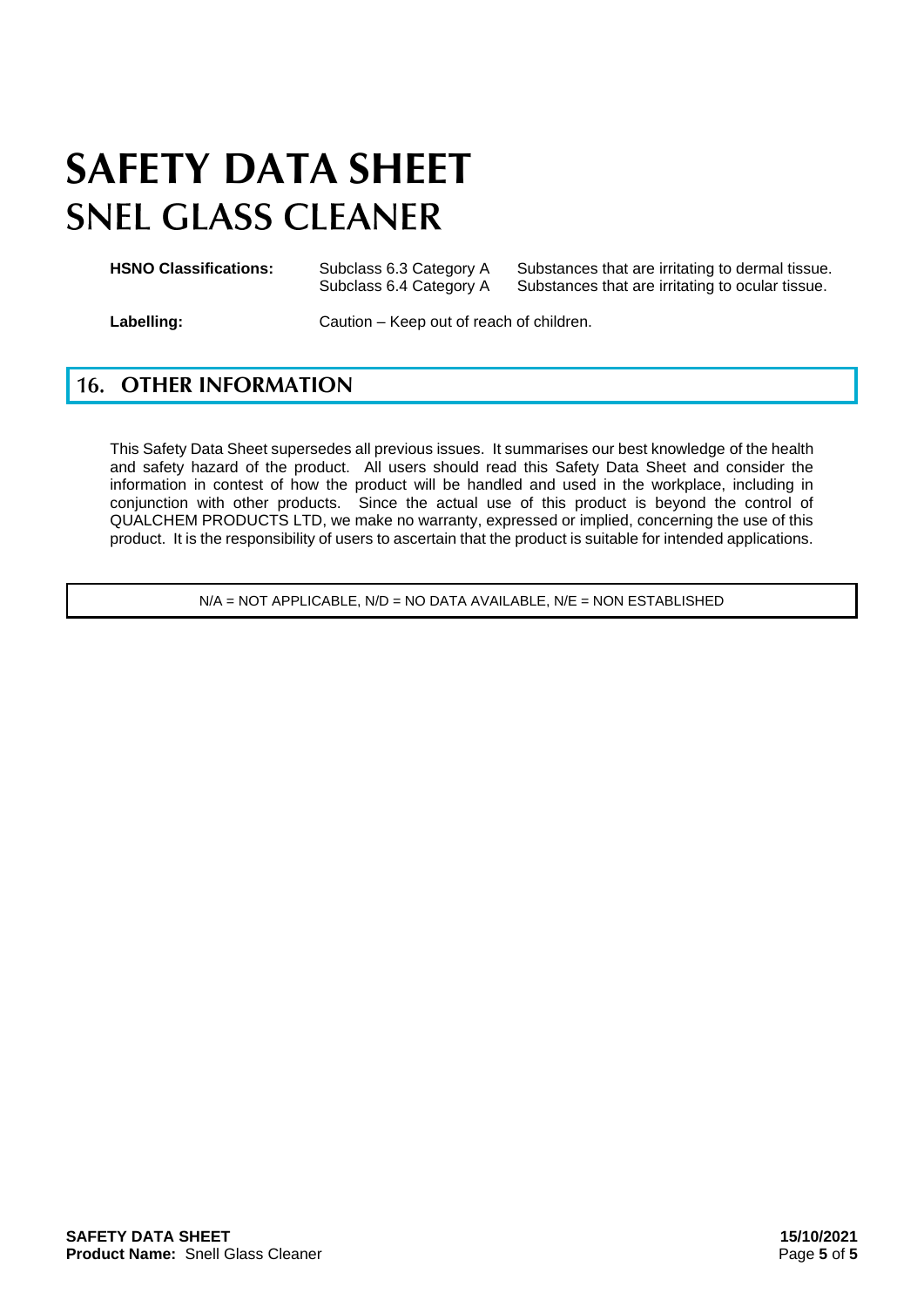# SAFETY DATA SHEET
## SNEL GLASS CLEANER

| | | |
|---|---|---|
| **HSNO Classifications:** | Subclass 6.3 Category A | Substances that are irritating to dermal tissue. |
| | Subclass 6.4 Category A | Substances that are irritating to ocular tissue. |
| **Labelling:** | Caution – Keep out of reach of children. | |

## 16. OTHER INFORMATION

This Safety Data Sheet supersedes all previous issues. It summarises our best knowledge of the health and safety hazard of the product. All users should read this Safety Data Sheet and consider the information in contest of how the product will be handled and used in the workplace, including in conjunction with other products. Since the actual use of this product is beyond the control of QUALCHEM PRODUCTS LTD, we make no warranty, expressed or implied, concerning the use of this product. It is the responsibility of users to ascertain that the product is suitable for intended applications.

N/A = NOT APPLICABLE, N/D = NO DATA AVAILABLE, N/E = NON ESTABLISHED